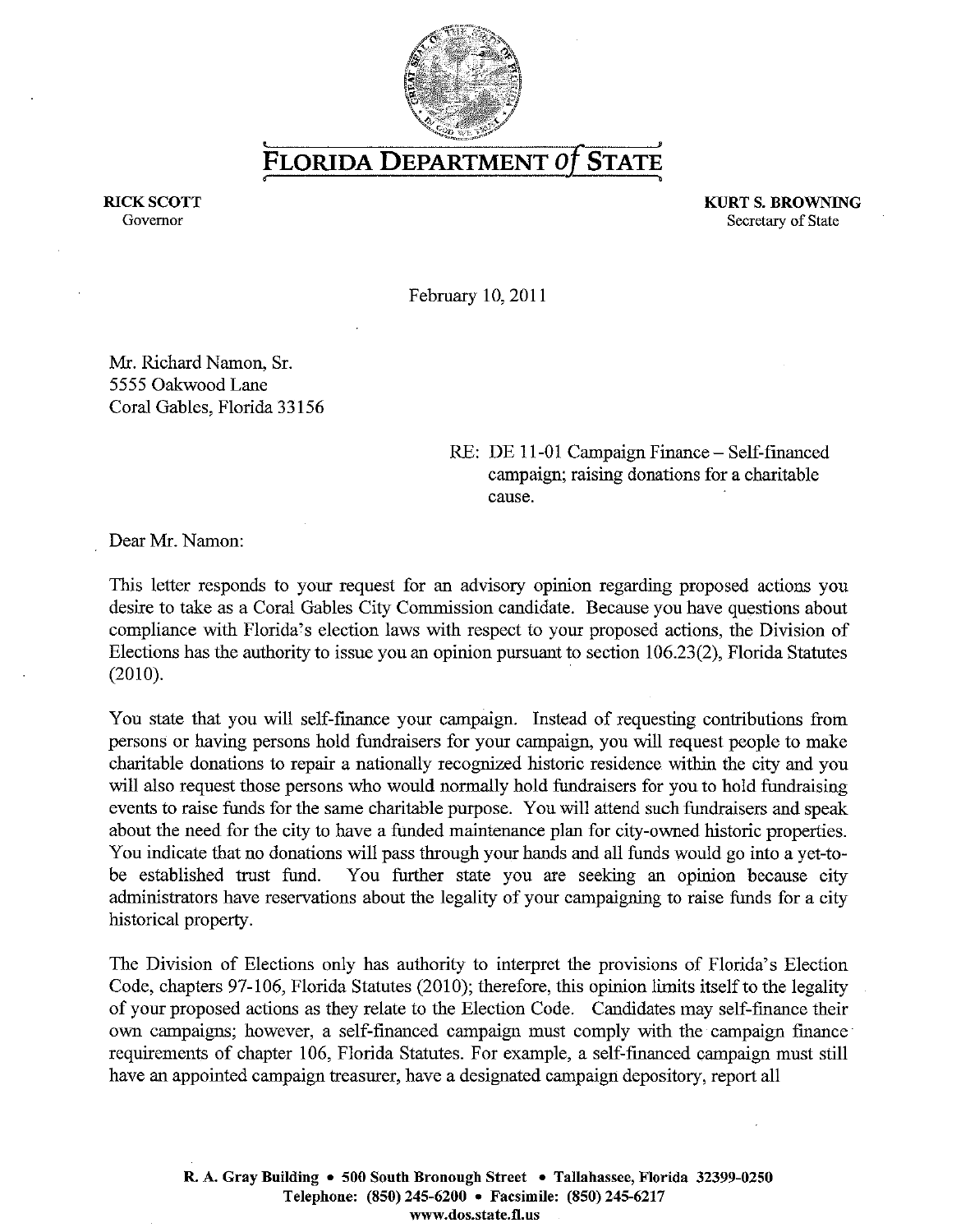# FLORIDA DEPARTMENT of STATE

**RICK SCOTT**
Governor

**KURT S. BROWNING**
Secretary of State

February 10, 2011

Mr. Richard Namon, Sr.
5555 Oakwood Lane
Coral Gables, Florida 33156

RE: DE 11-01 Campaign Finance – Self-financed campaign; raising donations for a charitable cause.

Dear Mr. Namon:

This letter responds to your request for an advisory opinion regarding proposed actions you desire to take as a Coral Gables City Commission candidate. Because you have questions about compliance with Florida's election laws with respect to your proposed actions, the Division of Elections has the authority to issue you an opinion pursuant to section 106.23(2), Florida Statutes (2010).

You state that you will self-finance your campaign. Instead of requesting contributions from persons or having persons hold fundraisers for your campaign, you will request people to make charitable donations to repair a nationally recognized historic residence within the city and you will also request those persons who would normally hold fundraisers for you to hold fundraising events to raise funds for the same charitable purpose. You will attend such fundraisers and speak about the need for the city to have a funded maintenance plan for city-owned historic properties. You indicate that no donations will pass through your hands and all funds would go into a yet-to-be established trust fund. You further state you are seeking an opinion because city administrators have reservations about the legality of your campaigning to raise funds for a city historical property.

The Division of Elections only has authority to interpret the provisions of Florida's Election Code, chapters 97-106, Florida Statutes (2010); therefore, this opinion limits itself to the legality of your proposed actions as they relate to the Election Code. Candidates may self-finance their own campaigns; however, a self-financed campaign must comply with the campaign finance requirements of chapter 106, Florida Statutes. For example, a self-financed campaign must still have an appointed campaign treasurer, have a designated campaign depository, report all

R. A. Gray Building • 500 South Bronough Street • Tallahassee, Florida 32399-0250
Telephone: (850) 245-6200 • Facsimile: (850) 245-6217
www.dos.state.fl.us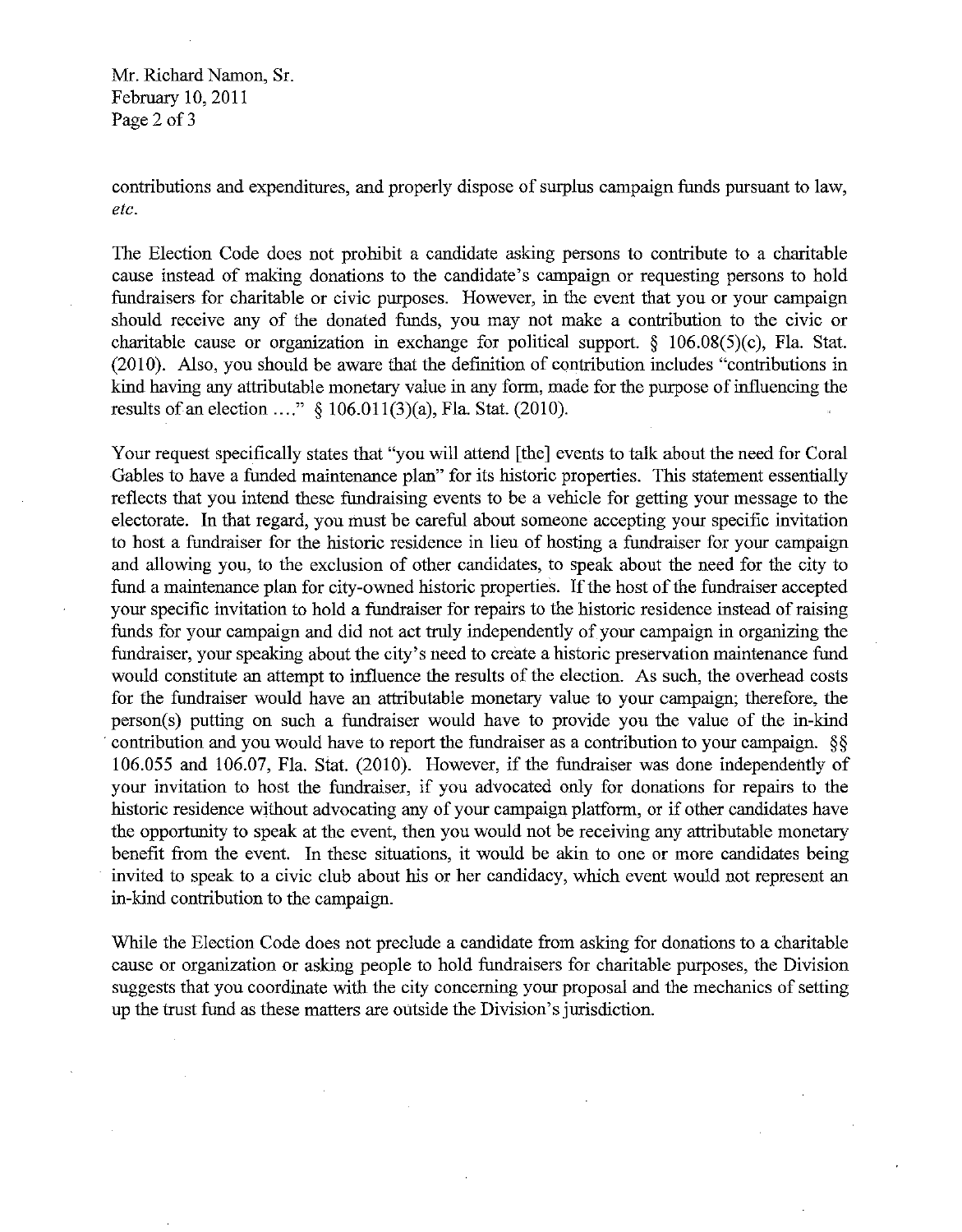contributions and expenditures, and properly dispose of surplus campaign funds pursuant to law, *etc*.

The Election Code does not prohibit a candidate asking persons to contribute to a charitable cause instead of making donations to the candidate's campaign or requesting persons to hold fundraisers for charitable or civic purposes. However, in the event that you or your campaign should receive any of the donated funds, you may not make a contribution to the civic or charitable cause or organization in exchange for political support. § 106.08(5)(c), Fla. Stat. (2010). Also, you should be aware that the definition of contribution includes "contributions in kind having any attributable monetary value in any form, made for the purpose of influencing the results of an election …." § 106.011(3)(a), Fla. Stat. (2010).

Your request specifically states that "you will attend [the] events to talk about the need for Coral Gables to have a funded maintenance plan" for its historic properties. This statement essentially reflects that you intend these fundraising events to be a vehicle for getting your message to the electorate. In that regard, you must be careful about someone accepting your specific invitation to host a fundraiser for the historic residence in lieu of hosting a fundraiser for your campaign and allowing you, to the exclusion of other candidates, to speak about the need for the city to fund a maintenance plan for city-owned historic properties. If the host of the fundraiser accepted your specific invitation to hold a fundraiser for repairs to the historic residence instead of raising funds for your campaign and did not act truly independently of your campaign in organizing the fundraiser, your speaking about the city's need to create a historic preservation maintenance fund would constitute an attempt to influence the results of the election. As such, the overhead costs for the fundraiser would have an attributable monetary value to your campaign; therefore, the person(s) putting on such a fundraiser would have to provide you the value of the in-kind contribution and you would have to report the fundraiser as a contribution to your campaign. §§ 106.055 and 106.07, Fla. Stat. (2010). However, if the fundraiser was done independently of your invitation to host the fundraiser, if you advocated only for donations for repairs to the historic residence without advocating any of your campaign platform, or if other candidates have the opportunity to speak at the event, then you would not be receiving any attributable monetary benefit from the event. In these situations, it would be akin to one or more candidates being invited to speak to a civic club about his or her candidacy, which event would not represent an in-kind contribution to the campaign.

While the Election Code does not preclude a candidate from asking for donations to a charitable cause or organization or asking people to hold fundraisers for charitable purposes, the Division suggests that you coordinate with the city concerning your proposal and the mechanics of setting up the trust fund as these matters are outside the Division's jurisdiction.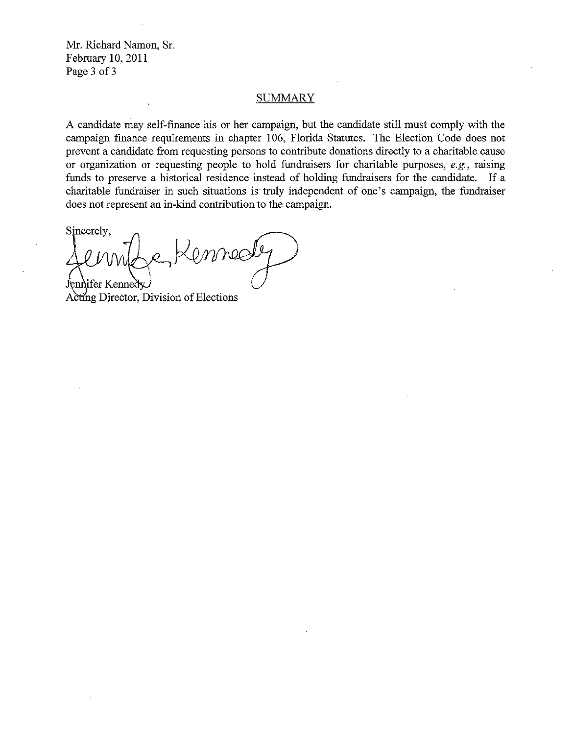## SUMMARY

A candidate may self-finance his or her campaign, but the candidate still must comply with the campaign finance requirements in chapter 106, Florida Statutes. The Election Code does not prevent a candidate from requesting persons to contribute donations directly to a charitable cause or organization or requesting people to hold fundraisers for charitable purposes, *e.g.*, raising funds to preserve a historical residence instead of holding fundraisers for the candidate. If a charitable fundraiser in such situations is truly independent of one's campaign, the fundraiser does not represent an in-kind contribution to the campaign.

Sincerely,

Jennifer Kennedy
Acting Director, Division of Elections